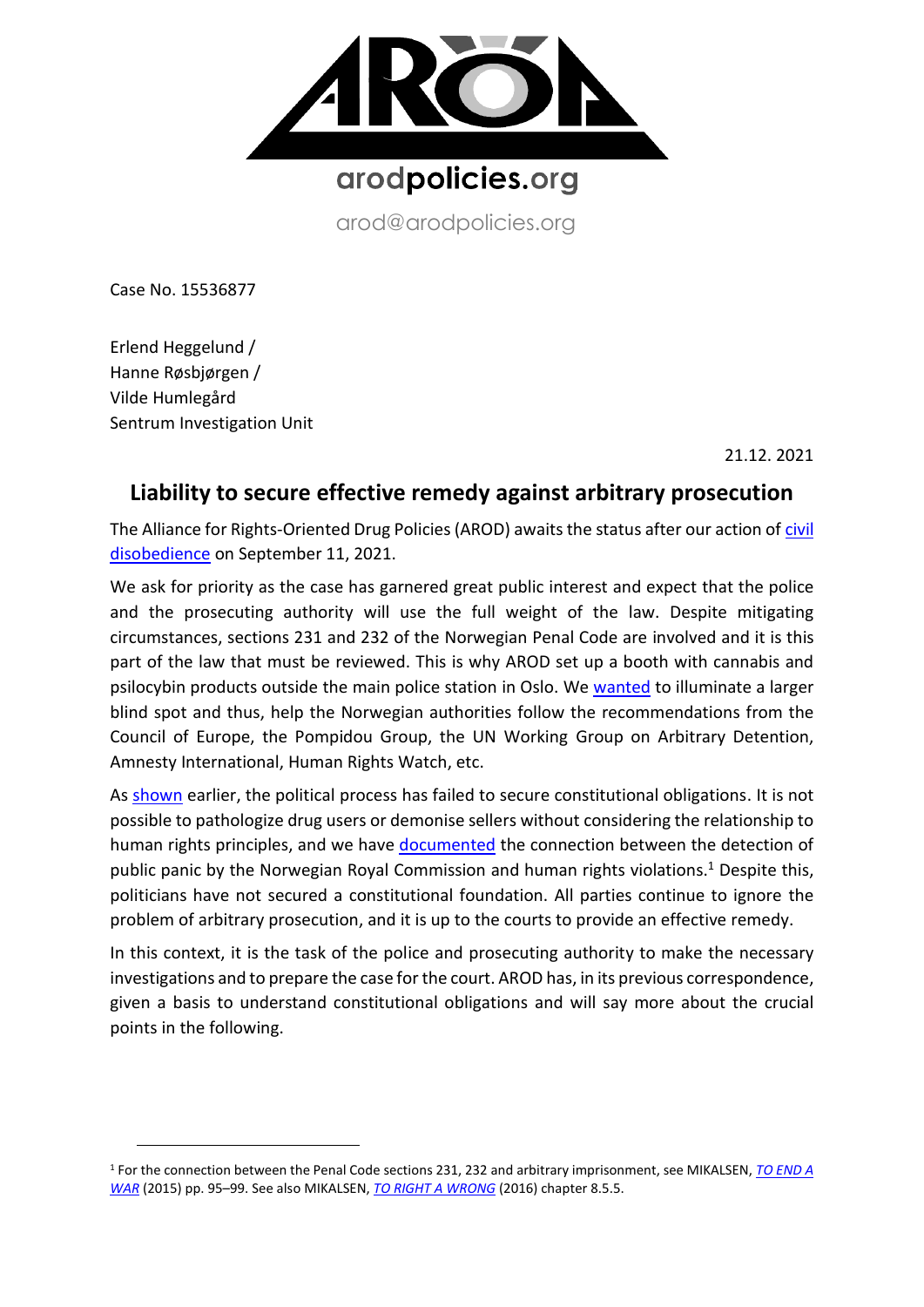arodpolicies.org

arod@arodpolicies.org

Case No. 15536877

Erlend Heggelund /
Hanne Røsbjørgen /
Vilde Humlegård
Sentrum Investigation Unit

21.12. 2021

## Liability to secure effective remedy against arbitrary prosecution

The Alliance for Rights-Oriented Drug Policies (AROD) awaits the status after our action of civil disobedience on September 11, 2021.

We ask for priority as the case has garnered great public interest and expect that the police and the prosecuting authority will use the full weight of the law. Despite mitigating circumstances, sections 231 and 232 of the Norwegian Penal Code are involved and it is this part of the law that must be reviewed. This is why AROD set up a booth with cannabis and psilocybin products outside the main police station in Oslo. We wanted to illuminate a larger blind spot and thus, help the Norwegian authorities follow the recommendations from the Council of Europe, the Pompidou Group, the UN Working Group on Arbitrary Detention, Amnesty International, Human Rights Watch, etc.

As shown earlier, the political process has failed to secure constitutional obligations. It is not possible to pathologize drug users or demonise sellers without considering the relationship to human rights principles, and we have documented the connection between the detection of public panic by the Norwegian Royal Commission and human rights violations.[1] Despite this, politicians have not secured a constitutional foundation. All parties continue to ignore the problem of arbitrary prosecution, and it is up to the courts to provide an effective remedy.

In this context, it is the task of the police and prosecuting authority to make the necessary investigations and to prepare the case for the court. AROD has, in its previous correspondence, given a basis to understand constitutional obligations and will say more about the crucial points in the following.

[1] For the connection between the Penal Code sections 231, 232 and arbitrary imprisonment, see MIKALSEN, *TO END A WAR* (2015) pp. 95–99. See also MIKALSEN, *TO RIGHT A WRONG* (2016) chapter 8.5.5.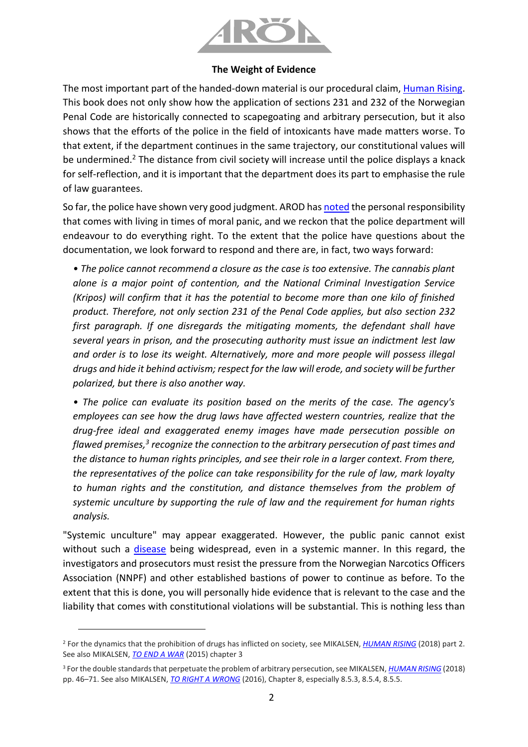**The Weight of Evidence**

The most important part of the handed-down material is our procedural claim, Human Rising. This book does not only show how the application of sections 231 and 232 of the Norwegian Penal Code are historically connected to scapegoating and arbitrary persecution, but it also shows that the efforts of the police in the field of intoxicants have made matters worse. To that extent, if the department continues in the same trajectory, our constitutional values will be undermined.[2] The distance from civil society will increase until the police displays a knack for self-reflection, and it is important that the department does its part to emphasise the rule of law guarantees.

So far, the police have shown very good judgment. AROD has noted the personal responsibility that comes with living in times of moral panic, and we reckon that the police department will endeavour to do everything right. To the extent that the police have questions about the documentation, we look forward to respond and there are, in fact, two ways forward:

- *The police cannot recommend a closure as the case is too extensive. The cannabis plant alone is a major point of contention, and the National Criminal Investigation Service (Kripos) will confirm that it has the potential to become more than one kilo of finished product. Therefore, not only section 231 of the Penal Code applies, but also section 232 first paragraph. If one disregards the mitigating moments, the defendant shall have several years in prison, and the prosecuting authority must issue an indictment lest law and order is to lose its weight. Alternatively, more and more people will possess illegal drugs and hide it behind activism; respect for the law will erode, and society will be further polarized, but there is also another way.*
- *The police can evaluate its position based on the merits of the case. The agency's employees can see how the drug laws have affected western countries, realize that the drug-free ideal and exaggerated enemy images have made persecution possible on flawed premises,[3] recognize the connection to the arbitrary persecution of past times and the distance to human rights principles, and see their role in a larger context. From there, the representatives of the police can take responsibility for the rule of law, mark loyalty to human rights and the constitution, and distance themselves from the problem of systemic unculture by supporting the rule of law and the requirement for human rights analysis.*

"Systemic unculture" may appear exaggerated. However, the public panic cannot exist without such a disease being widespread, even in a systemic manner. In this regard, the investigators and prosecutors must resist the pressure from the Norwegian Narcotics Officers Association (NNPF) and other established bastions of power to continue as before. To the extent that this is done, you will personally hide evidence that is relevant to the case and the liability that comes with constitutional violations will be substantial. This is nothing less than

---

[2] For the dynamics that the prohibition of drugs has inflicted on society, see MIKALSEN, *HUMAN RISING* (2018) part 2. See also MIKALSEN, *TO END A WAR* (2015) chapter 3

[3] For the double standards that perpetuate the problem of arbitrary persecution, see MIKALSEN, *HUMAN RISING* (2018) pp. 46–71. See also MIKALSEN, *TO RIGHT A WRONG* (2016), Chapter 8, especially 8.5.3, 8.5.4, 8.5.5.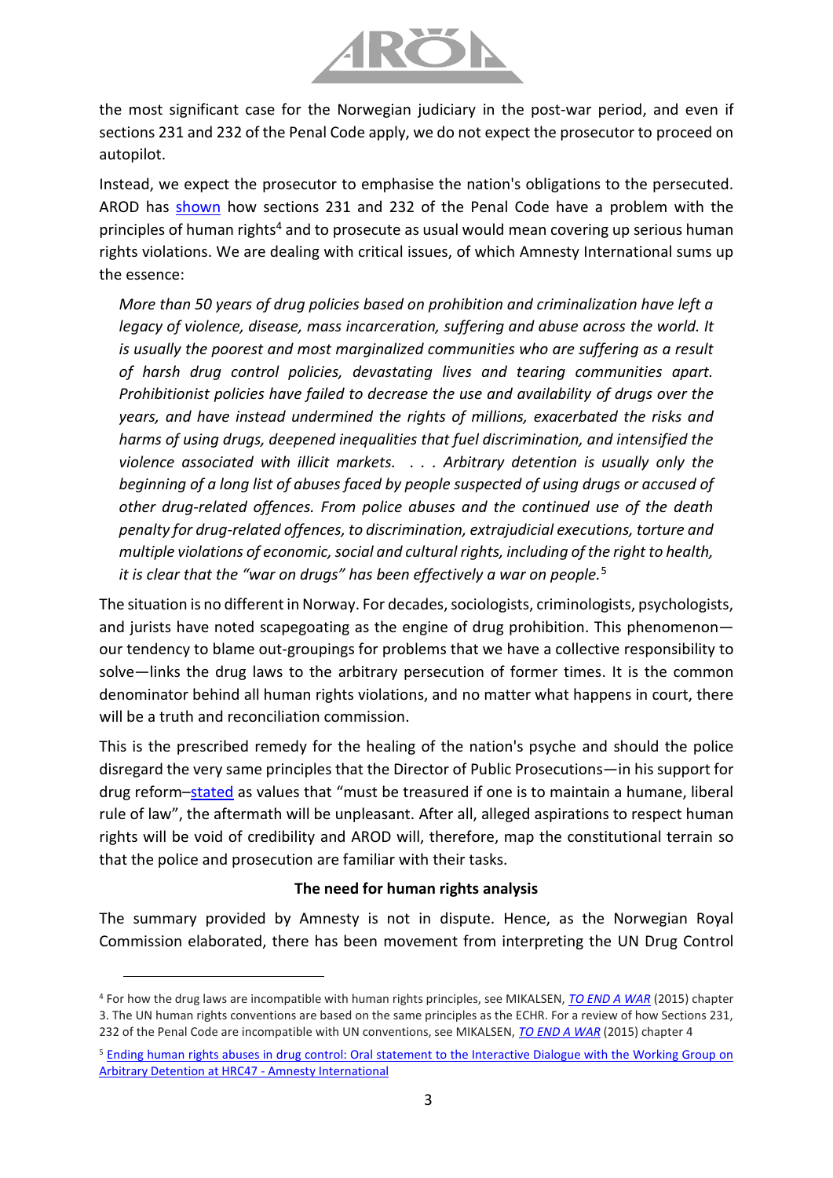the most significant case for the Norwegian judiciary in the post-war period, and even if sections 231 and 232 of the Penal Code apply, we do not expect the prosecutor to proceed on autopilot.

Instead, we expect the prosecutor to emphasise the nation's obligations to the persecuted. AROD has shown how sections 231 and 232 of the Penal Code have a problem with the principles of human rights[4] and to prosecute as usual would mean covering up serious human rights violations. We are dealing with critical issues, of which Amnesty International sums up the essence:

> *More than 50 years of drug policies based on prohibition and criminalization have left a legacy of violence, disease, mass incarceration, suffering and abuse across the world. It is usually the poorest and most marginalized communities who are suffering as a result of harsh drug control policies, devastating lives and tearing communities apart. Prohibitionist policies have failed to decrease the use and availability of drugs over the years, and have instead undermined the rights of millions, exacerbated the risks and harms of using drugs, deepened inequalities that fuel discrimination, and intensified the violence associated with illicit markets. . . . Arbitrary detention is usually only the beginning of a long list of abuses faced by people suspected of using drugs or accused of other drug-related offences. From police abuses and the continued use of the death penalty for drug-related offences, to discrimination, extrajudicial executions, torture and multiple violations of economic, social and cultural rights, including of the right to health, it is clear that the "war on drugs" has been effectively a war on people.*[5]

The situation is no different in Norway. For decades, sociologists, criminologists, psychologists, and jurists have noted scapegoating as the engine of drug prohibition. This phenomenon—our tendency to blame out-groupings for problems that we have a collective responsibility to solve—links the drug laws to the arbitrary persecution of former times. It is the common denominator behind all human rights violations, and no matter what happens in court, there will be a truth and reconciliation commission.

This is the prescribed remedy for the healing of the nation's psyche and should the police disregard the very same principles that the Director of Public Prosecutions—in his support for drug reform–stated as values that "must be treasured if one is to maintain a humane, liberal rule of law", the aftermath will be unpleasant. After all, alleged aspirations to respect human rights will be void of credibility and AROD will, therefore, map the constitutional terrain so that the police and prosecution are familiar with their tasks.

**The need for human rights analysis**

The summary provided by Amnesty is not in dispute. Hence, as the Norwegian Royal Commission elaborated, there has been movement from interpreting the UN Drug Control

---

[4] For how the drug laws are incompatible with human rights principles, see MIKALSEN, *TO END A WAR* (2015) chapter 3. The UN human rights conventions are based on the same principles as the ECHR. For a review of how Sections 231, 232 of the Penal Code are incompatible with UN conventions, see MIKALSEN, *TO END A WAR* (2015) chapter 4

[5] Ending human rights abuses in drug control: Oral statement to the Interactive Dialogue with the Working Group on Arbitrary Detention at HRC47 - Amnesty International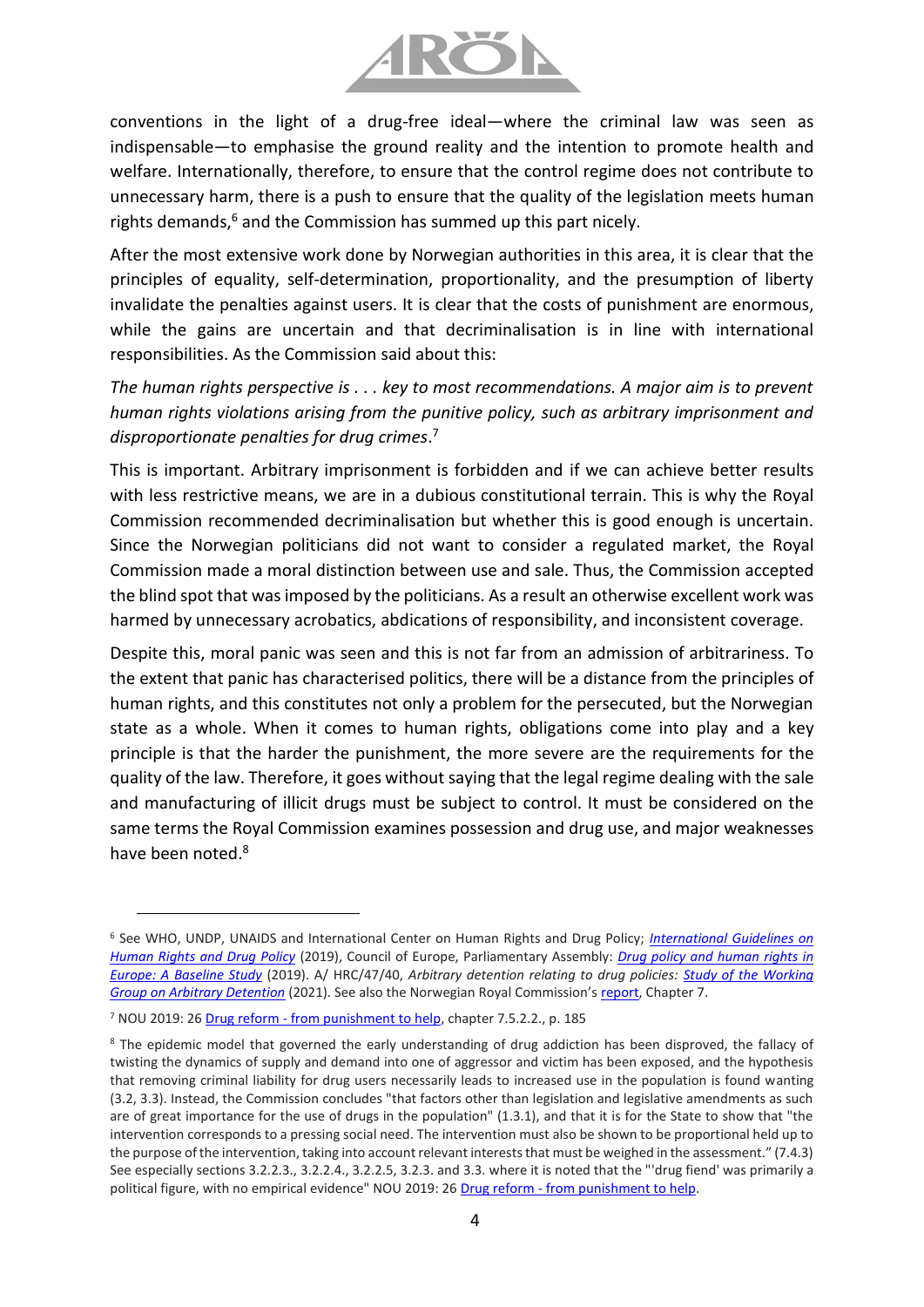conventions in the light of a drug-free ideal—where the criminal law was seen as indispensable—to emphasise the ground reality and the intention to promote health and welfare. Internationally, therefore, to ensure that the control regime does not contribute to unnecessary harm, there is a push to ensure that the quality of the legislation meets human rights demands,[6] and the Commission has summed up this part nicely.

After the most extensive work done by Norwegian authorities in this area, it is clear that the principles of equality, self-determination, proportionality, and the presumption of liberty invalidate the penalties against users. It is clear that the costs of punishment are enormous, while the gains are uncertain and that decriminalisation is in line with international responsibilities. As the Commission said about this:

*The human rights perspective is . . . key to most recommendations. A major aim is to prevent human rights violations arising from the punitive policy, such as arbitrary imprisonment and disproportionate penalties for drug crimes*.[7]

This is important. Arbitrary imprisonment is forbidden and if we can achieve better results with less restrictive means, we are in a dubious constitutional terrain. This is why the Royal Commission recommended decriminalisation but whether this is good enough is uncertain. Since the Norwegian politicians did not want to consider a regulated market, the Royal Commission made a moral distinction between use and sale. Thus, the Commission accepted the blind spot that was imposed by the politicians. As a result an otherwise excellent work was harmed by unnecessary acrobatics, abdications of responsibility, and inconsistent coverage.

Despite this, moral panic was seen and this is not far from an admission of arbitrariness. To the extent that panic has characterised politics, there will be a distance from the principles of human rights, and this constitutes not only a problem for the persecuted, but the Norwegian state as a whole. When it comes to human rights, obligations come into play and a key principle is that the harder the punishment, the more severe are the requirements for the quality of the law. Therefore, it goes without saying that the legal regime dealing with the sale and manufacturing of illicit drugs must be subject to control. It must be considered on the same terms the Royal Commission examines possession and drug use, and major weaknesses have been noted.[8]

---

[6] See WHO, UNDP, UNAIDS and International Center on Human Rights and Drug Policy; *International Guidelines on Human Rights and Drug Policy* (2019), Council of Europe, Parliamentary Assembly: *Drug policy and human rights in Europe: A Baseline Study* (2019). A/ HRC/47/40, *Arbitrary detention relating to drug policies: Study of the Working Group on Arbitrary Detention* (2021). See also the Norwegian Royal Commission's report, Chapter 7.

[7] NOU 2019: 26 Drug reform - from punishment to help, chapter 7.5.2.2., p. 185

[8] The epidemic model that governed the early understanding of drug addiction has been disproved, the fallacy of twisting the dynamics of supply and demand into one of aggressor and victim has been exposed, and the hypothesis that removing criminal liability for drug users necessarily leads to increased use in the population is found wanting (3.2, 3.3). Instead, the Commission concludes "that factors other than legislation and legislative amendments as such are of great importance for the use of drugs in the population" (1.3.1), and that it is for the State to show that "the intervention corresponds to a pressing social need. The intervention must also be shown to be proportional held up to the purpose of the intervention, taking into account relevant interests that must be weighed in the assessment." (7.4.3) See especially sections 3.2.2.3., 3.2.2.4., 3.2.2.5, 3.2.3. and 3.3. where it is noted that the "'drug fiend' was primarily a political figure, with no empirical evidence" NOU 2019: 26 Drug reform - from punishment to help.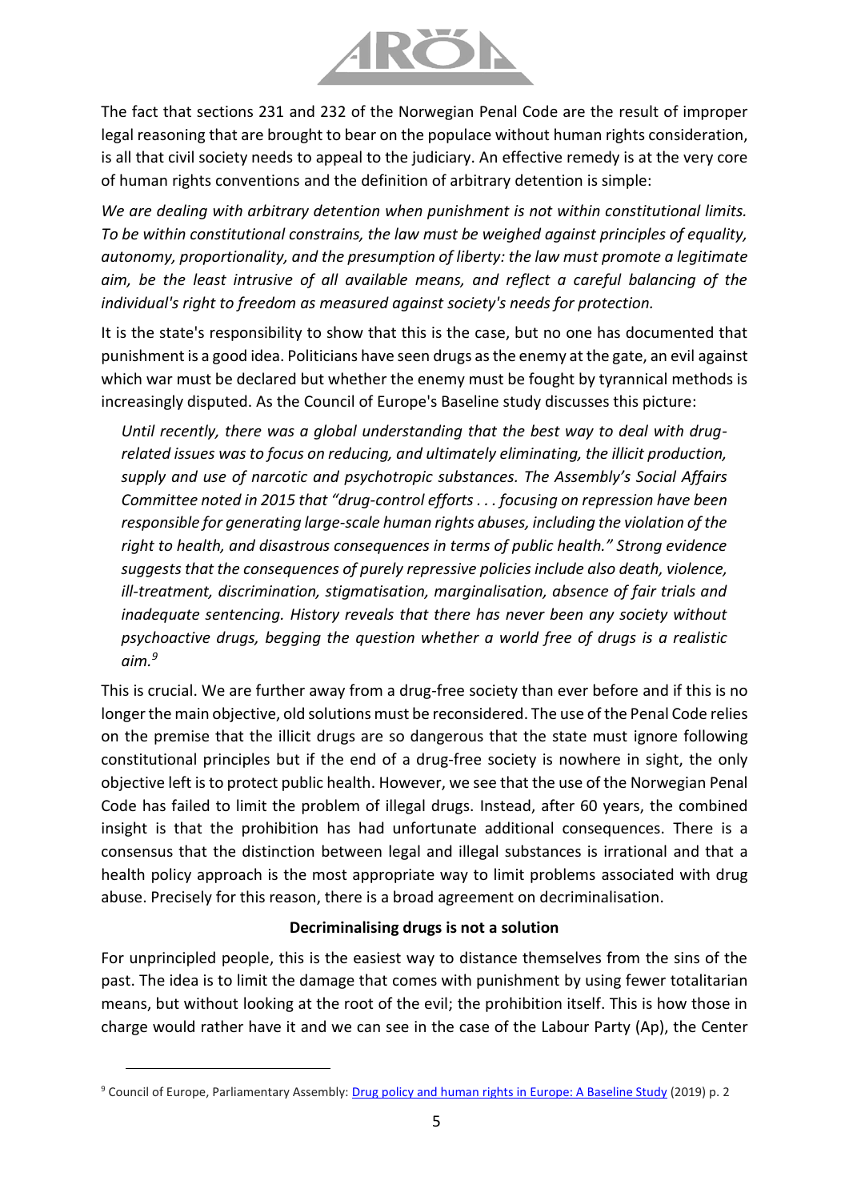The fact that sections 231 and 232 of the Norwegian Penal Code are the result of improper legal reasoning that are brought to bear on the populace without human rights consideration, is all that civil society needs to appeal to the judiciary. An effective remedy is at the very core of human rights conventions and the definition of arbitrary detention is simple:

*We are dealing with arbitrary detention when punishment is not within constitutional limits. To be within constitutional constrains, the law must be weighed against principles of equality, autonomy, proportionality, and the presumption of liberty: the law must promote a legitimate aim, be the least intrusive of all available means, and reflect a careful balancing of the individual's right to freedom as measured against society's needs for protection.*

It is the state's responsibility to show that this is the case, but no one has documented that punishment is a good idea. Politicians have seen drugs as the enemy at the gate, an evil against which war must be declared but whether the enemy must be fought by tyrannical methods is increasingly disputed. As the Council of Europe's Baseline study discusses this picture:

> *Until recently, there was a global understanding that the best way to deal with drug-related issues was to focus on reducing, and ultimately eliminating, the illicit production, supply and use of narcotic and psychotropic substances. The Assembly's Social Affairs Committee noted in 2015 that "drug-control efforts . . . focusing on repression have been responsible for generating large-scale human rights abuses, including the violation of the right to health, and disastrous consequences in terms of public health." Strong evidence suggests that the consequences of purely repressive policies include also death, violence, ill-treatment, discrimination, stigmatisation, marginalisation, absence of fair trials and inadequate sentencing. History reveals that there has never been any society without psychoactive drugs, begging the question whether a world free of drugs is a realistic aim.*[9]

This is crucial. We are further away from a drug-free society than ever before and if this is no longer the main objective, old solutions must be reconsidered. The use of the Penal Code relies on the premise that the illicit drugs are so dangerous that the state must ignore following constitutional principles but if the end of a drug-free society is nowhere in sight, the only objective left is to protect public health. However, we see that the use of the Norwegian Penal Code has failed to limit the problem of illegal drugs. Instead, after 60 years, the combined insight is that the prohibition has had unfortunate additional consequences. There is a consensus that the distinction between legal and illegal substances is irrational and that a health policy approach is the most appropriate way to limit problems associated with drug abuse. Precisely for this reason, there is a broad agreement on decriminalisation.

**Decriminalising drugs is not a solution**

For unprincipled people, this is the easiest way to distance themselves from the sins of the past. The idea is to limit the damage that comes with punishment by using fewer totalitarian means, but without looking at the root of the evil; the prohibition itself. This is how those in charge would rather have it and we can see in the case of the Labour Party (Ap), the Center

[9] Council of Europe, Parliamentary Assembly: Drug policy and human rights in Europe: A Baseline Study (2019) p. 2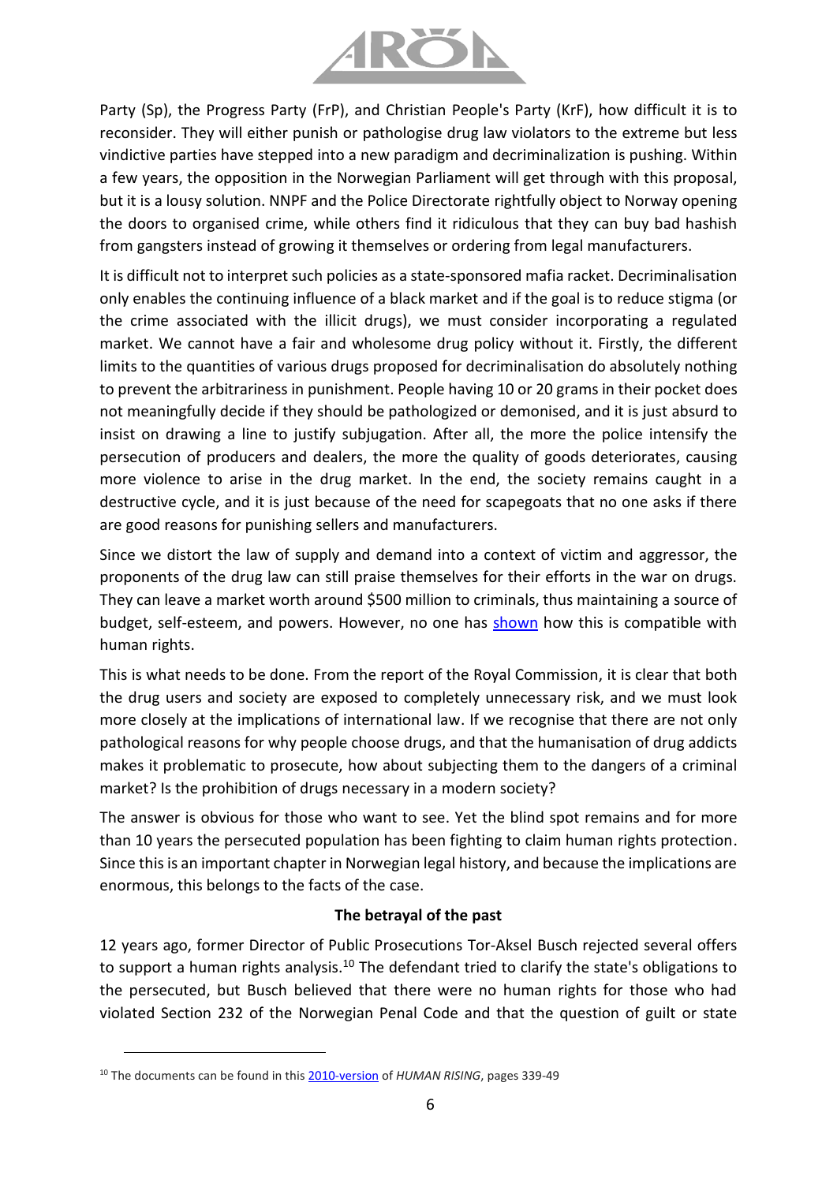Party (Sp), the Progress Party (FrP), and Christian People's Party (KrF), how difficult it is to reconsider. They will either punish or pathologise drug law violators to the extreme but less vindictive parties have stepped into a new paradigm and decriminalization is pushing. Within a few years, the opposition in the Norwegian Parliament will get through with this proposal, but it is a lousy solution. NNPF and the Police Directorate rightfully object to Norway opening the doors to organised crime, while others find it ridiculous that they can buy bad hashish from gangsters instead of growing it themselves or ordering from legal manufacturers.

It is difficult not to interpret such policies as a state-sponsored mafia racket. Decriminalisation only enables the continuing influence of a black market and if the goal is to reduce stigma (or the crime associated with the illicit drugs), we must consider incorporating a regulated market. We cannot have a fair and wholesome drug policy without it. Firstly, the different limits to the quantities of various drugs proposed for decriminalisation do absolutely nothing to prevent the arbitrariness in punishment. People having 10 or 20 grams in their pocket does not meaningfully decide if they should be pathologized or demonised, and it is just absurd to insist on drawing a line to justify subjugation. After all, the more the police intensify the persecution of producers and dealers, the more the quality of goods deteriorates, causing more violence to arise in the drug market. In the end, the society remains caught in a destructive cycle, and it is just because of the need for scapegoats that no one asks if there are good reasons for punishing sellers and manufacturers.

Since we distort the law of supply and demand into a context of victim and aggressor, the proponents of the drug law can still praise themselves for their efforts in the war on drugs. They can leave a market worth around $500 million to criminals, thus maintaining a source of budget, self-esteem, and powers. However, no one has shown how this is compatible with human rights.

This is what needs to be done. From the report of the Royal Commission, it is clear that both the drug users and society are exposed to completely unnecessary risk, and we must look more closely at the implications of international law. If we recognise that there are not only pathological reasons for why people choose drugs, and that the humanisation of drug addicts makes it problematic to prosecute, how about subjecting them to the dangers of a criminal market? Is the prohibition of drugs necessary in a modern society?

The answer is obvious for those who want to see. Yet the blind spot remains and for more than 10 years the persecuted population has been fighting to claim human rights protection. Since this is an important chapter in Norwegian legal history, and because the implications are enormous, this belongs to the facts of the case.

### The betrayal of the past

12 years ago, former Director of Public Prosecutions Tor-Aksel Busch rejected several offers to support a human rights analysis.[10] The defendant tried to clarify the state's obligations to the persecuted, but Busch believed that there were no human rights for those who had violated Section 232 of the Norwegian Penal Code and that the question of guilt or state

---

[10] The documents can be found in this 2010-version of *HUMAN RISING*, pages 339-49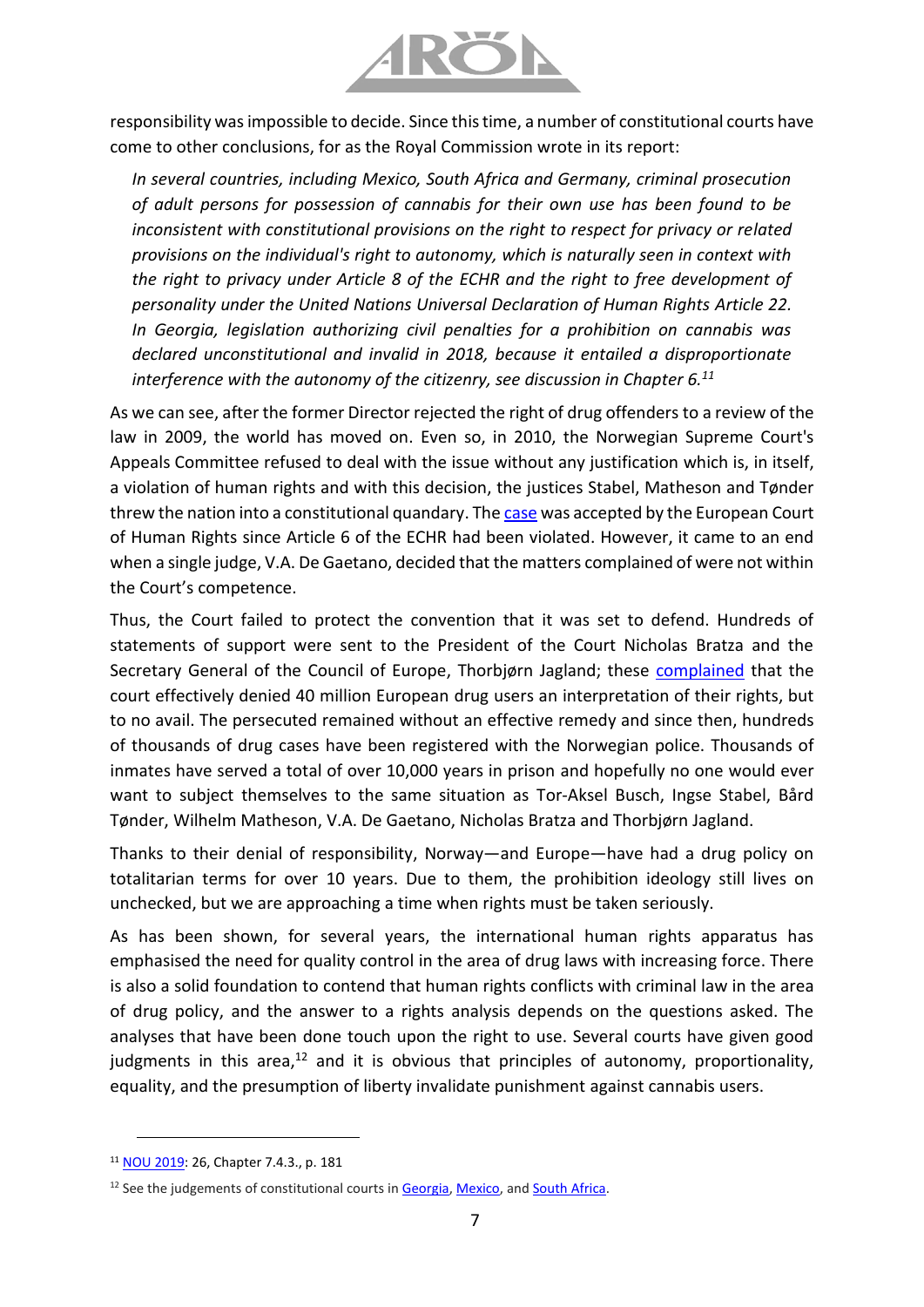responsibility was impossible to decide. Since this time, a number of constitutional courts have come to other conclusions, for as the Royal Commission wrote in its report:

> *In several countries, including Mexico, South Africa and Germany, criminal prosecution of adult persons for possession of cannabis for their own use has been found to be inconsistent with constitutional provisions on the right to respect for privacy or related provisions on the individual's right to autonomy, which is naturally seen in context with the right to privacy under Article 8 of the ECHR and the right to free development of personality under the United Nations Universal Declaration of Human Rights Article 22. In Georgia, legislation authorizing civil penalties for a prohibition on cannabis was declared unconstitutional and invalid in 2018, because it entailed a disproportionate interference with the autonomy of the citizenry, see discussion in Chapter 6.*[11]

As we can see, after the former Director rejected the right of drug offenders to a review of the law in 2009, the world has moved on. Even so, in 2010, the Norwegian Supreme Court's Appeals Committee refused to deal with the issue without any justification which is, in itself, a violation of human rights and with this decision, the justices Stabel, Matheson and Tønder threw the nation into a constitutional quandary. The case was accepted by the European Court of Human Rights since Article 6 of the ECHR had been violated. However, it came to an end when a single judge, V.A. De Gaetano, decided that the matters complained of were not within the Court's competence.

Thus, the Court failed to protect the convention that it was set to defend. Hundreds of statements of support were sent to the President of the Court Nicholas Bratza and the Secretary General of the Council of Europe, Thorbjørn Jagland; these complained that the court effectively denied 40 million European drug users an interpretation of their rights, but to no avail. The persecuted remained without an effective remedy and since then, hundreds of thousands of drug cases have been registered with the Norwegian police. Thousands of inmates have served a total of over 10,000 years in prison and hopefully no one would ever want to subject themselves to the same situation as Tor-Aksel Busch, Ingse Stabel, Bård Tønder, Wilhelm Matheson, V.A. De Gaetano, Nicholas Bratza and Thorbjørn Jagland.

Thanks to their denial of responsibility, Norway—and Europe—have had a drug policy on totalitarian terms for over 10 years. Due to them, the prohibition ideology still lives on unchecked, but we are approaching a time when rights must be taken seriously.

As has been shown, for several years, the international human rights apparatus has emphasised the need for quality control in the area of drug laws with increasing force. There is also a solid foundation to contend that human rights conflicts with criminal law in the area of drug policy, and the answer to a rights analysis depends on the questions asked. The analyses that have been done touch upon the right to use. Several courts have given good judgments in this area,[12] and it is obvious that principles of autonomy, proportionality, equality, and the presumption of liberty invalidate punishment against cannabis users.

---

[11] NOU 2019: 26, Chapter 7.4.3., p. 181

[12] See the judgements of constitutional courts in Georgia, Mexico, and South Africa.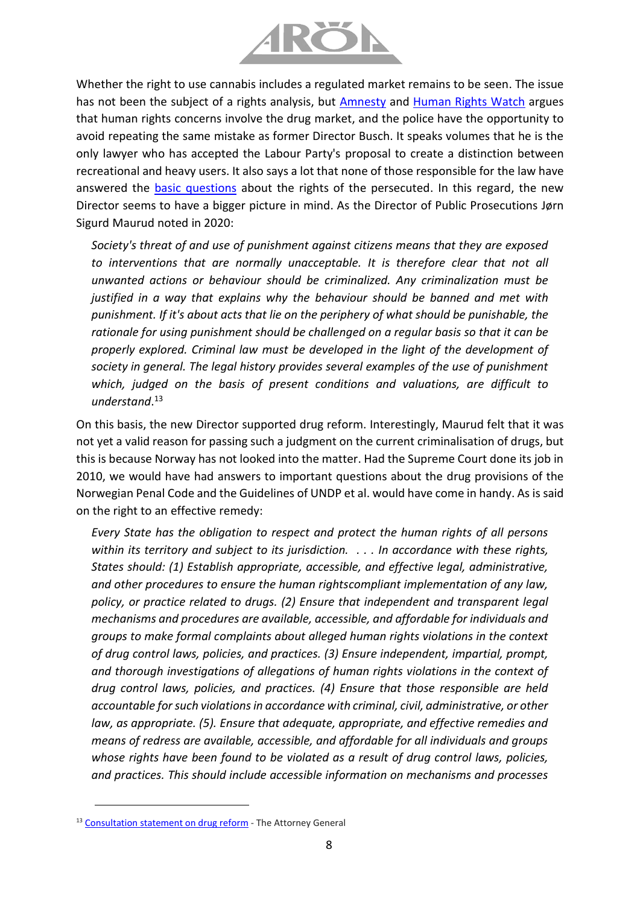Whether the right to use cannabis includes a regulated market remains to be seen. The issue has not been the subject of a rights analysis, but [Amnesty](#) and [Human Rights Watch](#) argues that human rights concerns involve the drug market, and the police have the opportunity to avoid repeating the same mistake as former Director Busch. It speaks volumes that he is the only lawyer who has accepted the Labour Party's proposal to create a distinction between recreational and heavy users. It also says a lot that none of those responsible for the law have answered the [basic questions](#) about the rights of the persecuted. In this regard, the new Director seems to have a bigger picture in mind. As the Director of Public Prosecutions Jørn Sigurd Maurud noted in 2020:

> *Society's threat of and use of punishment against citizens means that they are exposed to interventions that are normally unacceptable. It is therefore clear that not all unwanted actions or behaviour should be criminalized. Any criminalization must be justified in a way that explains why the behaviour should be banned and met with punishment. If it's about acts that lie on the periphery of what should be punishable, the rationale for using punishment should be challenged on a regular basis so that it can be properly explored. Criminal law must be developed in the light of the development of society in general. The legal history provides several examples of the use of punishment which, judged on the basis of present conditions and valuations, are difficult to understand.*[13]

On this basis, the new Director supported drug reform. Interestingly, Maurud felt that it was not yet a valid reason for passing such a judgment on the current criminalisation of drugs, but this is because Norway has not looked into the matter. Had the Supreme Court done its job in 2010, we would have had answers to important questions about the drug provisions of the Norwegian Penal Code and the Guidelines of UNDP et al. would have come in handy. As is said on the right to an effective remedy:

> *Every State has the obligation to respect and protect the human rights of all persons within its territory and subject to its jurisdiction. . . . In accordance with these rights, States should: (1) Establish appropriate, accessible, and effective legal, administrative, and other procedures to ensure the human rightscompliant implementation of any law, policy, or practice related to drugs. (2) Ensure that independent and transparent legal mechanisms and procedures are available, accessible, and affordable for individuals and groups to make formal complaints about alleged human rights violations in the context of drug control laws, policies, and practices. (3) Ensure independent, impartial, prompt, and thorough investigations of allegations of human rights violations in the context of drug control laws, policies, and practices. (4) Ensure that those responsible are held accountable for such violations in accordance with criminal, civil, administrative, or other law, as appropriate. (5). Ensure that adequate, appropriate, and effective remedies and means of redress are available, accessible, and affordable for all individuals and groups whose rights have been found to be violated as a result of drug control laws, policies, and practices. This should include accessible information on mechanisms and processes*

[13] [Consultation statement on drug reform](#) - The Attorney General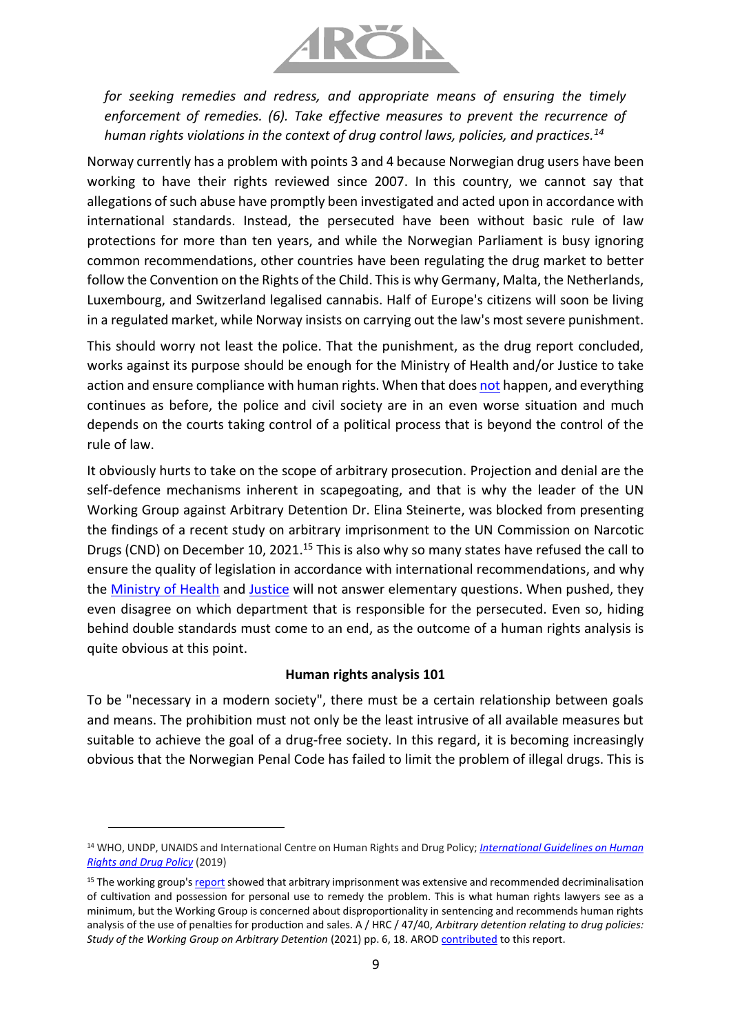*for seeking remedies and redress, and appropriate means of ensuring the timely enforcement of remedies. (6). Take effective measures to prevent the recurrence of human rights violations in the context of drug control laws, policies, and practices.*[14]

Norway currently has a problem with points 3 and 4 because Norwegian drug users have been working to have their rights reviewed since 2007. In this country, we cannot say that allegations of such abuse have promptly been investigated and acted upon in accordance with international standards. Instead, the persecuted have been without basic rule of law protections for more than ten years, and while the Norwegian Parliament is busy ignoring common recommendations, other countries have been regulating the drug market to better follow the Convention on the Rights of the Child. This is why Germany, Malta, the Netherlands, Luxembourg, and Switzerland legalised cannabis. Half of Europe's citizens will soon be living in a regulated market, while Norway insists on carrying out the law's most severe punishment.

This should worry not least the police. That the punishment, as the drug report concluded, works against its purpose should be enough for the Ministry of Health and/or Justice to take action and ensure compliance with human rights. When that does not happen, and everything continues as before, the police and civil society are in an even worse situation and much depends on the courts taking control of a political process that is beyond the control of the rule of law.

It obviously hurts to take on the scope of arbitrary prosecution. Projection and denial are the self-defence mechanisms inherent in scapegoating, and that is why the leader of the UN Working Group against Arbitrary Detention Dr. Elina Steinerte, was blocked from presenting the findings of a recent study on arbitrary imprisonment to the UN Commission on Narcotic Drugs (CND) on December 10, 2021.[15] This is also why so many states have refused the call to ensure the quality of legislation in accordance with international recommendations, and why the Ministry of Health and Justice will not answer elementary questions. When pushed, they even disagree on which department that is responsible for the persecuted. Even so, hiding behind double standards must come to an end, as the outcome of a human rights analysis is quite obvious at this point.

**Human rights analysis 101**

To be "necessary in a modern society", there must be a certain relationship between goals and means. The prohibition must not only be the least intrusive of all available measures but suitable to achieve the goal of a drug-free society. In this regard, it is becoming increasingly obvious that the Norwegian Penal Code has failed to limit the problem of illegal drugs. This is

---

[14] WHO, UNDP, UNAIDS and International Centre on Human Rights and Drug Policy; *International Guidelines on Human Rights and Drug Policy* (2019)

[15] The working group's report showed that arbitrary imprisonment was extensive and recommended decriminalisation of cultivation and possession for personal use to remedy the problem. This is what human rights lawyers see as a minimum, but the Working Group is concerned about disproportionality in sentencing and recommends human rights analysis of the use of penalties for production and sales. A / HRC / 47/40, *Arbitrary detention relating to drug policies: Study of the Working Group on Arbitrary Detention* (2021) pp. 6, 18. AROD contributed to this report.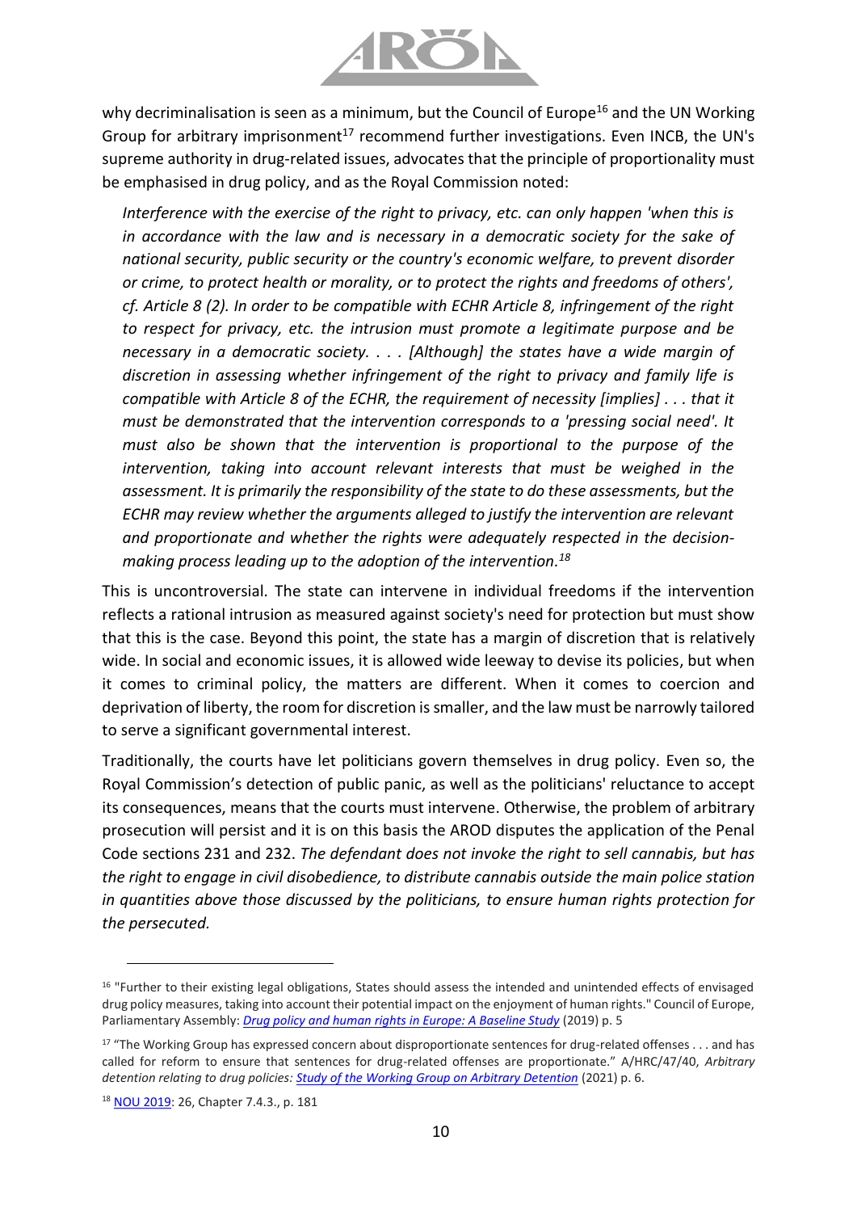why decriminalisation is seen as a minimum, but the Council of Europe[16] and the UN Working Group for arbitrary imprisonment[17] recommend further investigations. Even INCB, the UN's supreme authority in drug-related issues, advocates that the principle of proportionality must be emphasised in drug policy, and as the Royal Commission noted:

> *Interference with the exercise of the right to privacy, etc. can only happen 'when this is in accordance with the law and is necessary in a democratic society for the sake of national security, public security or the country's economic welfare, to prevent disorder or crime, to protect health or morality, or to protect the rights and freedoms of others', cf. Article 8 (2). In order to be compatible with ECHR Article 8, infringement of the right to respect for privacy, etc. the intrusion must promote a legitimate purpose and be necessary in a democratic society. . . . [Although] the states have a wide margin of discretion in assessing whether infringement of the right to privacy and family life is compatible with Article 8 of the ECHR, the requirement of necessity [implies] . . . that it must be demonstrated that the intervention corresponds to a 'pressing social need'. It must also be shown that the intervention is proportional to the purpose of the intervention, taking into account relevant interests that must be weighed in the assessment. It is primarily the responsibility of the state to do these assessments, but the ECHR may review whether the arguments alleged to justify the intervention are relevant and proportionate and whether the rights were adequately respected in the decision-making process leading up to the adoption of the intervention.*[18]

This is uncontroversial. The state can intervene in individual freedoms if the intervention reflects a rational intrusion as measured against society's need for protection but must show that this is the case. Beyond this point, the state has a margin of discretion that is relatively wide. In social and economic issues, it is allowed wide leeway to devise its policies, but when it comes to criminal policy, the matters are different. When it comes to coercion and deprivation of liberty, the room for discretion is smaller, and the law must be narrowly tailored to serve a significant governmental interest.

Traditionally, the courts have let politicians govern themselves in drug policy. Even so, the Royal Commission's detection of public panic, as well as the politicians' reluctance to accept its consequences, means that the courts must intervene. Otherwise, the problem of arbitrary prosecution will persist and it is on this basis the AROD disputes the application of the Penal Code sections 231 and 232. *The defendant does not invoke the right to sell cannabis, but has the right to engage in civil disobedience, to distribute cannabis outside the main police station in quantities above those discussed by the politicians, to ensure human rights protection for the persecuted.*

---

[16] "Further to their existing legal obligations, States should assess the intended and unintended effects of envisaged drug policy measures, taking into account their potential impact on the enjoyment of human rights." Council of Europe, Parliamentary Assembly: *Drug policy and human rights in Europe: A Baseline Study* (2019) p. 5

[17] "The Working Group has expressed concern about disproportionate sentences for drug-related offenses . . . and has called for reform to ensure that sentences for drug-related offenses are proportionate." A/HRC/47/40, *Arbitrary detention relating to drug policies: Study of the Working Group on Arbitrary Detention* (2021) p. 6.

[18] NOU 2019: 26, Chapter 7.4.3., p. 181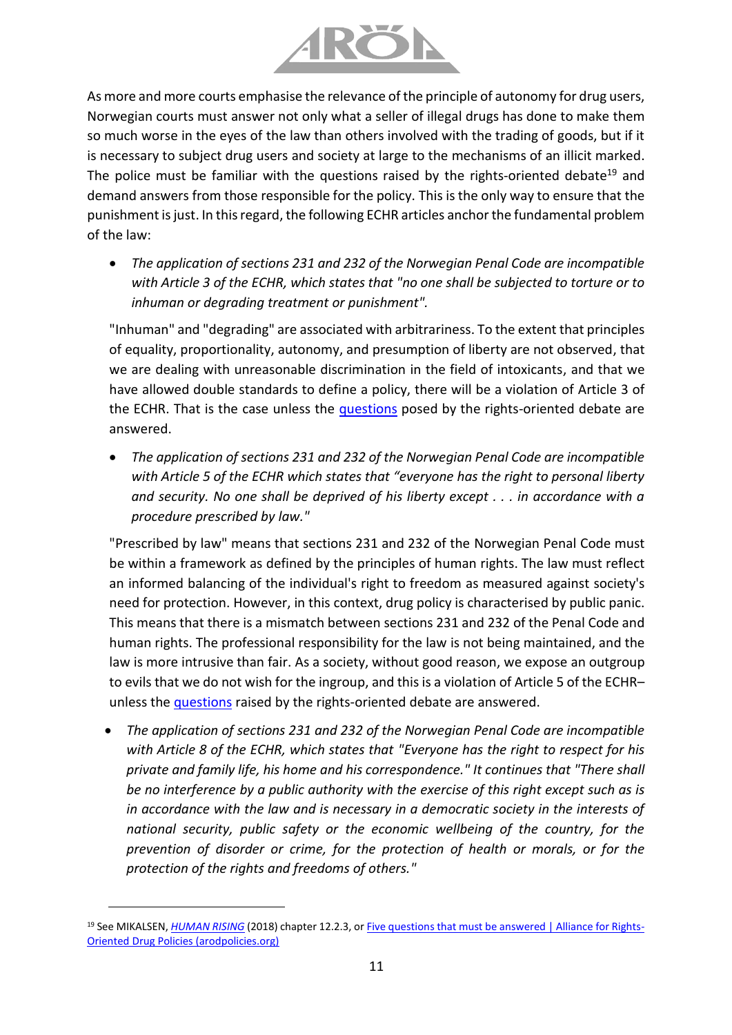As more and more courts emphasise the relevance of the principle of autonomy for drug users, Norwegian courts must answer not only what a seller of illegal drugs has done to make them so much worse in the eyes of the law than others involved with the trading of goods, but if it is necessary to subject drug users and society at large to the mechanisms of an illicit marked. The police must be familiar with the questions raised by the rights-oriented debate[19] and demand answers from those responsible for the policy. This is the only way to ensure that the punishment is just. In this regard, the following ECHR articles anchor the fundamental problem of the law:

- *The application of sections 231 and 232 of the Norwegian Penal Code are incompatible with Article 3 of the ECHR, which states that "no one shall be subjected to torture or to inhuman or degrading treatment or punishment".*

"Inhuman" and "degrading" are associated with arbitrariness. To the extent that principles of equality, proportionality, autonomy, and presumption of liberty are not observed, that we are dealing with unreasonable discrimination in the field of intoxicants, and that we have allowed double standards to define a policy, there will be a violation of Article 3 of the ECHR. That is the case unless the questions posed by the rights-oriented debate are answered.

- *The application of sections 231 and 232 of the Norwegian Penal Code are incompatible with Article 5 of the ECHR which states that "everyone has the right to personal liberty and security. No one shall be deprived of his liberty except . . . in accordance with a procedure prescribed by law."*

"Prescribed by law" means that sections 231 and 232 of the Norwegian Penal Code must be within a framework as defined by the principles of human rights. The law must reflect an informed balancing of the individual's right to freedom as measured against society's need for protection. However, in this context, drug policy is characterised by public panic. This means that there is a mismatch between sections 231 and 232 of the Penal Code and human rights. The professional responsibility for the law is not being maintained, and the law is more intrusive than fair. As a society, without good reason, we expose an outgroup to evils that we do not wish for the ingroup, and this is a violation of Article 5 of the ECHR– unless the questions raised by the rights-oriented debate are answered.

- *The application of sections 231 and 232 of the Norwegian Penal Code are incompatible with Article 8 of the ECHR, which states that "Everyone has the right to respect for his private and family life, his home and his correspondence." It continues that "There shall be no interference by a public authority with the exercise of this right except such as is in accordance with the law and is necessary in a democratic society in the interests of national security, public safety or the economic wellbeing of the country, for the prevention of disorder or crime, for the protection of health or morals, or for the protection of the rights and freedoms of others."*

---

[19] See MIKALSEN, *HUMAN RISING* (2018) chapter 12.2.3, or Five questions that must be answered | Alliance for Rights-Oriented Drug Policies (arodpolicies.org)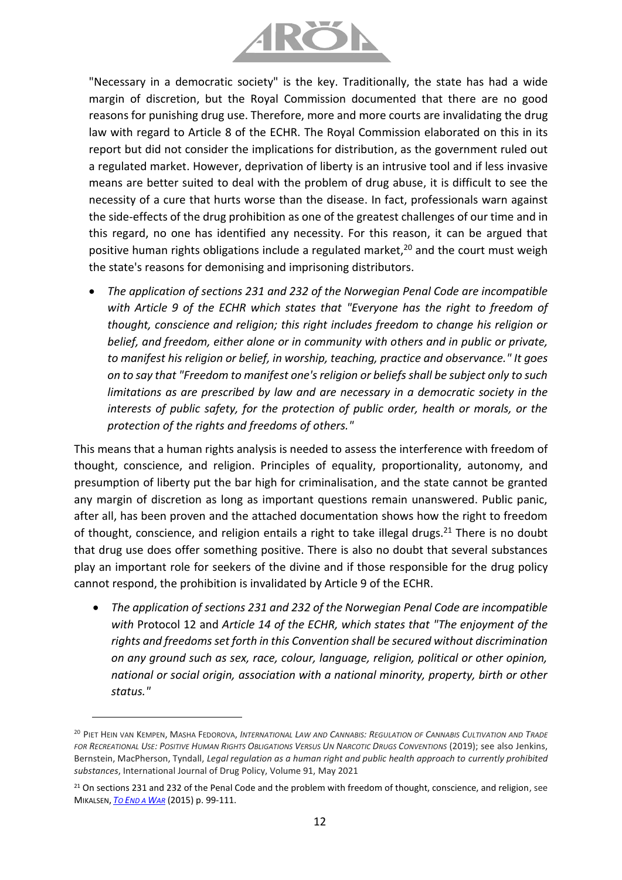"Necessary in a democratic society" is the key. Traditionally, the state has had a wide margin of discretion, but the Royal Commission documented that there are no good reasons for punishing drug use. Therefore, more and more courts are invalidating the drug law with regard to Article 8 of the ECHR. The Royal Commission elaborated on this in its report but did not consider the implications for distribution, as the government ruled out a regulated market. However, deprivation of liberty is an intrusive tool and if less invasive means are better suited to deal with the problem of drug abuse, it is difficult to see the necessity of a cure that hurts worse than the disease. In fact, professionals warn against the side-effects of the drug prohibition as one of the greatest challenges of our time and in this regard, no one has identified any necessity. For this reason, it can be argued that positive human rights obligations include a regulated market,[20] and the court must weigh the state's reasons for demonising and imprisoning distributors.

- *The application of sections 231 and 232 of the Norwegian Penal Code are incompatible with Article 9 of the ECHR which states that "Everyone has the right to freedom of thought, conscience and religion; this right includes freedom to change his religion or belief, and freedom, either alone or in community with others and in public or private, to manifest his religion or belief, in worship, teaching, practice and observance." It goes on to say that "Freedom to manifest one's religion or beliefs shall be subject only to such limitations as are prescribed by law and are necessary in a democratic society in the interests of public safety, for the protection of public order, health or morals, or the protection of the rights and freedoms of others."*

This means that a human rights analysis is needed to assess the interference with freedom of thought, conscience, and religion. Principles of equality, proportionality, autonomy, and presumption of liberty put the bar high for criminalisation, and the state cannot be granted any margin of discretion as long as important questions remain unanswered. Public panic, after all, has been proven and the attached documentation shows how the right to freedom of thought, conscience, and religion entails a right to take illegal drugs.[21] There is no doubt that drug use does offer something positive. There is also no doubt that several substances play an important role for seekers of the divine and if those responsible for the drug policy cannot respond, the prohibition is invalidated by Article 9 of the ECHR.

- *The application of sections 231 and 232 of the Norwegian Penal Code are incompatible with* Protocol 12 and *Article 14 of the ECHR, which states that "The enjoyment of the rights and freedoms set forth in this Convention shall be secured without discrimination on any ground such as sex, race, colour, language, religion, political or other opinion, national or social origin, association with a national minority, property, birth or other status."*

---

[20] Piet Hein van Kempen, Masha Fedorova, *International Law and Cannabis: Regulation of Cannabis Cultivation and Trade for Recreational Use: Positive Human Rights Obligations Versus UN Narcotic Drugs Conventions* (2019); see also Jenkins, Bernstein, MacPherson, Tyndall, *Legal regulation as a human right and public health approach to currently prohibited substances*, International Journal of Drug Policy, Volume 91, May 2021

[21] On sections 231 and 232 of the Penal Code and the problem with freedom of thought, conscience, and religion, see Mikalsen, *To End a War* (2015) p. 99-111.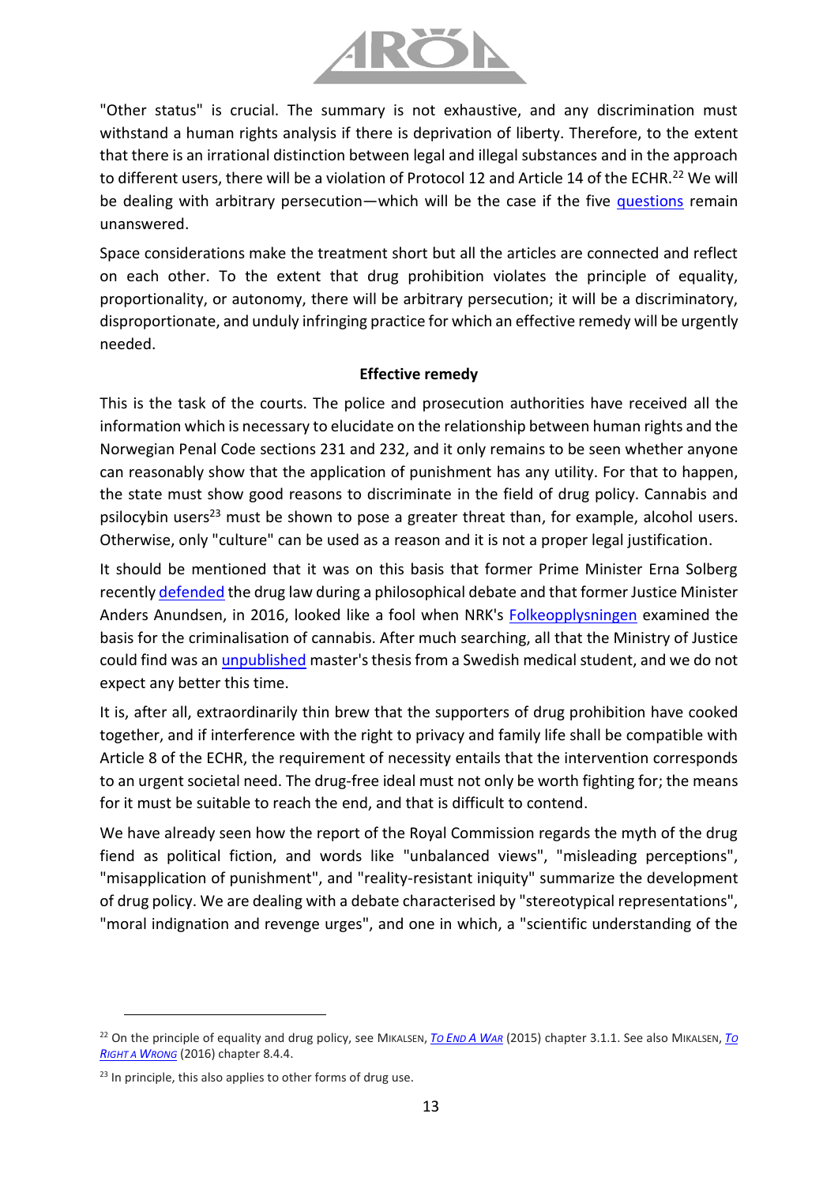"Other status" is crucial. The summary is not exhaustive, and any discrimination must withstand a human rights analysis if there is deprivation of liberty. Therefore, to the extent that there is an irrational distinction between legal and illegal substances and in the approach to different users, there will be a violation of Protocol 12 and Article 14 of the ECHR.[22] We will be dealing with arbitrary persecution—which will be the case if the five questions remain unanswered.

Space considerations make the treatment short but all the articles are connected and reflect on each other. To the extent that drug prohibition violates the principle of equality, proportionality, or autonomy, there will be arbitrary persecution; it will be a discriminatory, disproportionate, and unduly infringing practice for which an effective remedy will be urgently needed.

### Effective remedy

This is the task of the courts. The police and prosecution authorities have received all the information which is necessary to elucidate on the relationship between human rights and the Norwegian Penal Code sections 231 and 232, and it only remains to be seen whether anyone can reasonably show that the application of punishment has any utility. For that to happen, the state must show good reasons to discriminate in the field of drug policy. Cannabis and psilocybin users[23] must be shown to pose a greater threat than, for example, alcohol users. Otherwise, only "culture" can be used as a reason and it is not a proper legal justification.

It should be mentioned that it was on this basis that former Prime Minister Erna Solberg recently defended the drug law during a philosophical debate and that former Justice Minister Anders Anundsen, in 2016, looked like a fool when NRK's Folkeopplysningen examined the basis for the criminalisation of cannabis. After much searching, all that the Ministry of Justice could find was an unpublished master's thesis from a Swedish medical student, and we do not expect any better this time.

It is, after all, extraordinarily thin brew that the supporters of drug prohibition have cooked together, and if interference with the right to privacy and family life shall be compatible with Article 8 of the ECHR, the requirement of necessity entails that the intervention corresponds to an urgent societal need. The drug-free ideal must not only be worth fighting for; the means for it must be suitable to reach the end, and that is difficult to contend.

We have already seen how the report of the Royal Commission regards the myth of the drug fiend as political fiction, and words like "unbalanced views", "misleading perceptions", "misapplication of punishment", and "reality-resistant iniquity" summarize the development of drug policy. We are dealing with a debate characterised by "stereotypical representations", "moral indignation and revenge urges", and one in which, a "scientific understanding of the

---

[22] On the principle of equality and drug policy, see Mikalsen, *To End a War* (2015) chapter 3.1.1. See also Mikalsen, *To Right a Wrong* (2016) chapter 8.4.4.

[23] In principle, this also applies to other forms of drug use.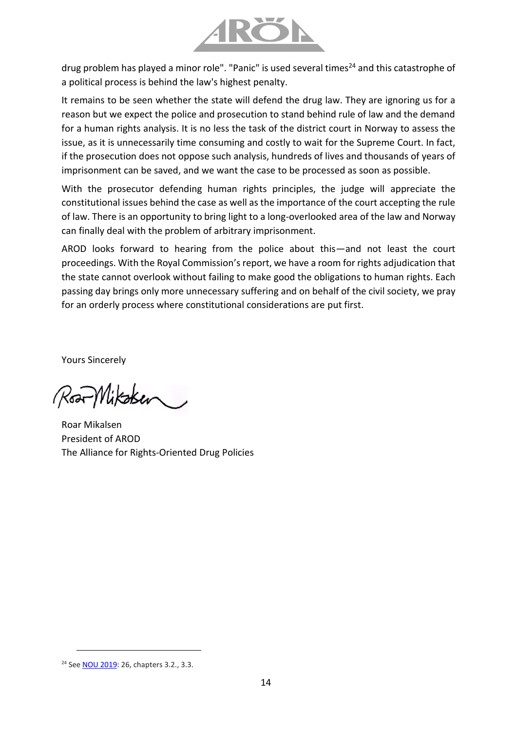drug problem has played a minor role". "Panic" is used several times[24] and this catastrophe of a political process is behind the law's highest penalty.

It remains to be seen whether the state will defend the drug law. They are ignoring us for a reason but we expect the police and prosecution to stand behind rule of law and the demand for a human rights analysis. It is no less the task of the district court in Norway to assess the issue, as it is unnecessarily time consuming and costly to wait for the Supreme Court. In fact, if the prosecution does not oppose such analysis, hundreds of lives and thousands of years of imprisonment can be saved, and we want the case to be processed as soon as possible.

With the prosecutor defending human rights principles, the judge will appreciate the constitutional issues behind the case as well as the importance of the court accepting the rule of law. There is an opportunity to bring light to a long-overlooked area of the law and Norway can finally deal with the problem of arbitrary imprisonment.

AROD looks forward to hearing from the police about this—and not least the court proceedings. With the Royal Commission's report, we have a room for rights adjudication that the state cannot overlook without failing to make good the obligations to human rights. Each passing day brings only more unnecessary suffering and on behalf of the civil society, we pray for an orderly process where constitutional considerations are put first.

Yours Sincerely

Roar Mikalsen
President of AROD
The Alliance for Rights-Oriented Drug Policies

---

[24] See NOU 2019: 26, chapters 3.2., 3.3.